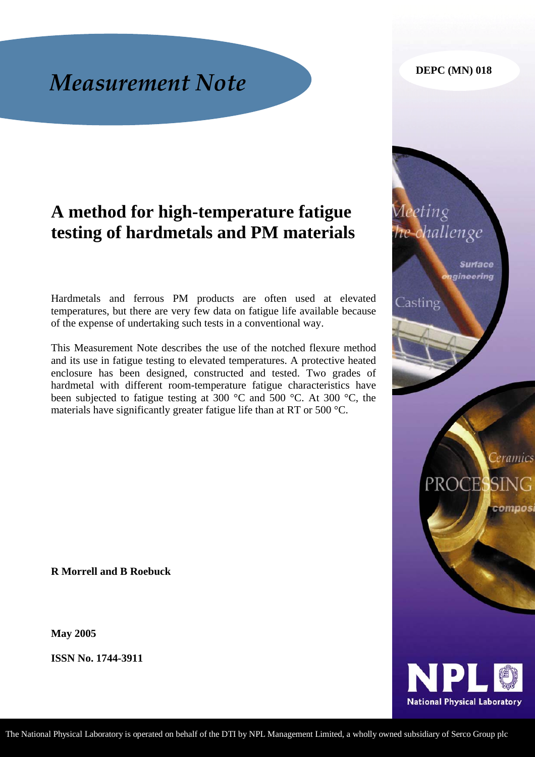*Measurement Note*

**DEPC (MN) 018**

# A method for high-temperature fatigue testing of hardmetals and PM materials

Hardmetals and ferrous PM products are often used at elevated temperatures, but there are very few data on fatigue life available because of the expense of undertaking such tests in a conventional way.

This Measurement Note describes the use of the notched flexure method and its use in fatigue testing to elevated temperatures. A protective heated enclosure has been designed, constructed and tested. Two grades of hardmetal with different room-temperature fatigue characteristics have been subjected to fatigue testing at 300 °C and 500 °C. At 300 °C, the materials have significantly greater fatigue life than at RT or 500 °C.

**R Morrell and B Roebuck**

**May 2005**

**ISSN No. 1744-3911**

The National Physical Laboratory is operated on behalf of the DTI by NPL Management Limited, a wholly owned subsidiary of Serco Group plc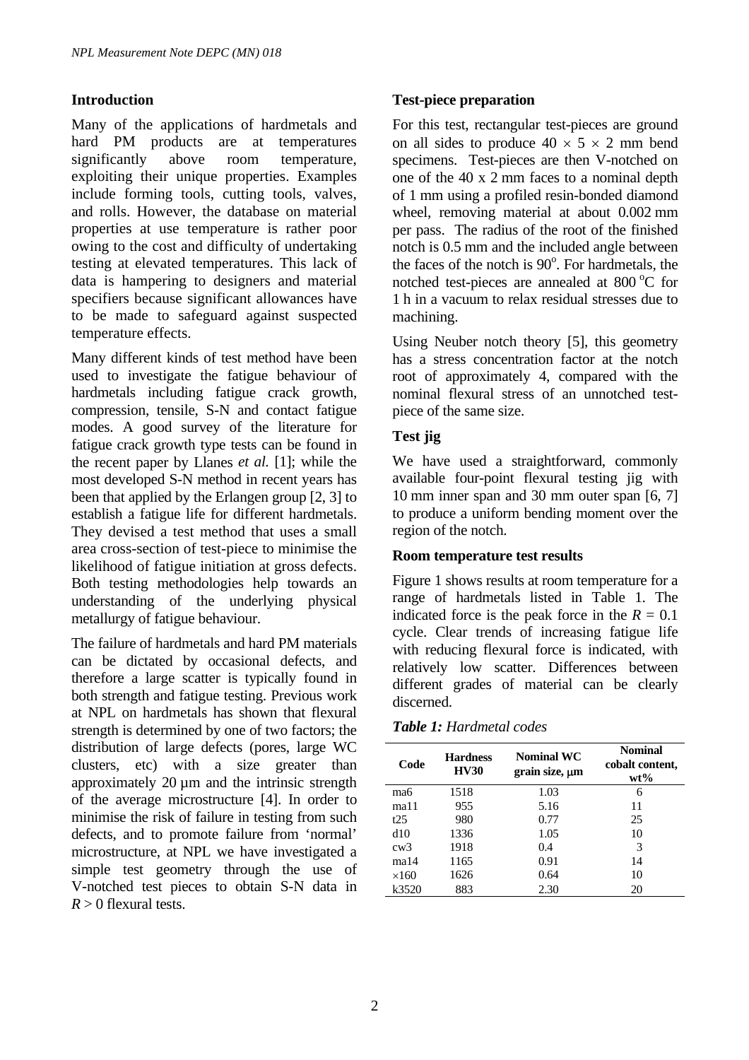## Introduction

Many of the applications of hardmetals and hard PM products are at temperatures significantly above room temperature, exploiting their unique properties. Examples include forming tools, cutting tools, valves, and rolls. However, the database on material properties at use temperature is rather poor owing to the cost and difficulty of undertaking testing at elevated temperatures. This lack of data is hampering to designers and material specifiers because significant allowances have to be made to safeguard against suspected temperature effects.

Many different kinds of test method have been used to investigate the fatigue behaviour of hardmetals including fatigue crack growth, compression, tensile, S-N and contact fatigue modes. A good survey of the literature for fatigue crack growth type tests can be found in the recent paper by Llanes *et al.* [1]; while the most developed S-N method in recent years has been that applied by the Erlangen group [2, 3] to establish a fatigue life for different hardmetals. They devised a test method that uses a small area cross-section of test-piece to minimise the likelihood of fatigue initiation at gross defects. Both testing methodologies help towards an understanding of the underlying physical metallurgy of fatigue behaviour.

The failure of hardmetals and hard PM materials can be dictated by occasional defects, and therefore a large scatter is typically found in both strength and fatigue testing. Previous work at NPL on hardmetals has shown that flexural strength is determined by one of two factors; the distribution of large defects (pores, large WC clusters, etc) with a size greater than approximately 20 µm and the intrinsic strength of the average microstructure [4]. In order to minimise the risk of failure in testing from such defects, and to promote failure from 'normal' microstructure, at NPL we have investigated a simple test geometry through the use of V-notched test pieces to obtain S-N data in $R > 0$ flexural tests.

## Test-piece preparation

For this test, rectangular test-pieces are ground on all sides to produce $40 \times 5 \times 2$ mm bend specimens. Test-pieces are then V-notched on one of the 40 x 2 mm faces to a nominal depth of 1 mm using a profiled resin-bonded diamond wheel, removing material at about 0.002 mm per pass. The radius of the root of the finished notch is 0.5 mm and the included angle between the faces of the notch is $90^{o}$. For hardmetals, the notched test-pieces are annealed at 800 °C for 1 h in a vacuum to relax residual stresses due to machining.

Using Neuber notch theory [5], this geometry has a stress concentration factor at the notch root of approximately 4, compared with the nominal flexural stress of an unnotched test-piece of the same size.

## Test jig

We have used a straightforward, commonly available four-point flexural testing jig with 10 mm inner span and 30 mm outer span [6, 7] to produce a uniform bending moment over the region of the notch.

## Room temperature test results

Figure 1 shows results at room temperature for a range of hardmetals listed in Table 1. The indicated force is the peak force in the $R = 0.1$ cycle. Clear trends of increasing fatigue life with reducing flexural force is indicated, with relatively low scatter. Differences between different grades of material can be clearly discerned.

***Table 1:*** *Hardmetal codes*

| Code | Hardness HV30 | Nominal WC grain size, µm | Nominal cobalt content, wt% |
|---|---|---|---|
| ma6 | 1518 | 1.03 | 6 |
| ma11 | 955 | 5.16 | 11 |
| t25 | 980 | 0.77 | 25 |
| d10 | 1336 | 1.05 | 10 |
| cw3 | 1918 | 0.4 | 3 |
| ma14 | 1165 | 0.91 | 14 |
| ×160 | 1626 | 0.64 | 10 |
| k3520 | 883 | 2.30 | 20 |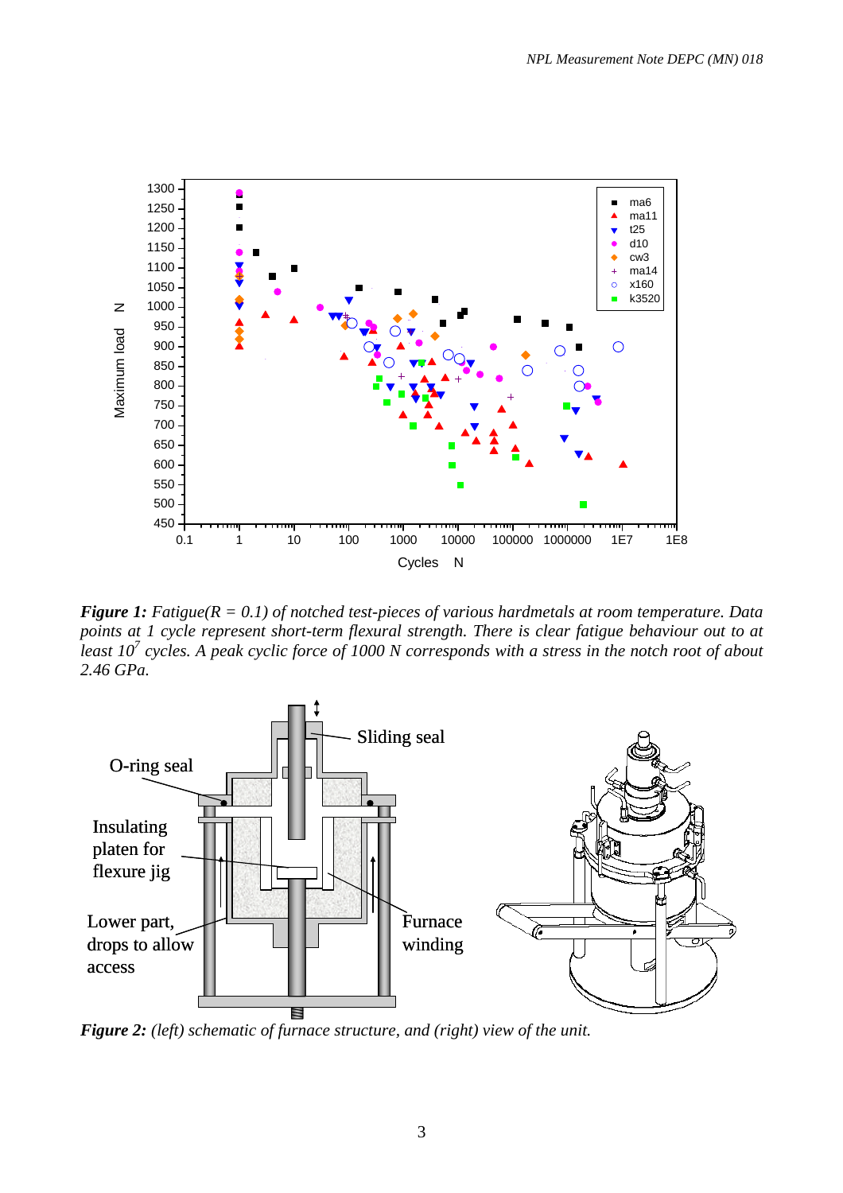***Figure 1:*** *Fatigue(R = 0.1) of notched test-pieces of various hardmetals at room temperature. Data points at 1 cycle represent short-term flexural strength. There is clear fatigue behaviour out to at least $10^7$ cycles. A peak cyclic force of 1000 N corresponds with a stress in the notch root of about 2.46 GPa.*

***Figure 2:*** *(left) schematic of furnace structure, and (right) view of the unit.*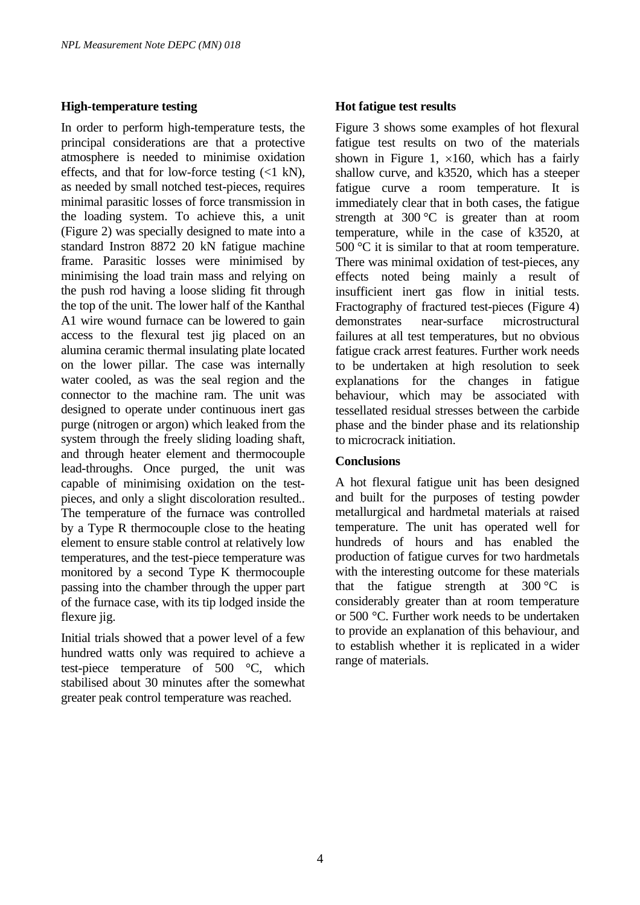### High-temperature testing

In order to perform high-temperature tests, the principal considerations are that a protective atmosphere is needed to minimise oxidation effects, and that for low-force testing (<1 kN), as needed by small notched test-pieces, requires minimal parasitic losses of force transmission in the loading system. To achieve this, a unit (Figure 2) was specially designed to mate into a standard Instron 8872 20 kN fatigue machine frame. Parasitic losses were minimised by minimising the load train mass and relying on the push rod having a loose sliding fit through the top of the unit. The lower half of the Kanthal A1 wire wound furnace can be lowered to gain access to the flexural test jig placed on an alumina ceramic thermal insulating plate located on the lower pillar. The case was internally water cooled, as was the seal region and the connector to the machine ram. The unit was designed to operate under continuous inert gas purge (nitrogen or argon) which leaked from the system through the freely sliding loading shaft, and through heater element and thermocouple lead-throughs. Once purged, the unit was capable of minimising oxidation on the test-pieces, and only a slight discoloration resulted.. The temperature of the furnace was controlled by a Type R thermocouple close to the heating element to ensure stable control at relatively low temperatures, and the test-piece temperature was monitored by a second Type K thermocouple passing into the chamber through the upper part of the furnace case, with its tip lodged inside the flexure jig.

Initial trials showed that a power level of a few hundred watts only was required to achieve a test-piece temperature of 500 °C, which stabilised about 30 minutes after the somewhat greater peak control temperature was reached.

### Hot fatigue test results

Figure 3 shows some examples of hot flexural fatigue test results on two of the materials shown in Figure 1, ×160, which has a fairly shallow curve, and k3520, which has a steeper fatigue curve a room temperature. It is immediately clear that in both cases, the fatigue strength at 300 °C is greater than at room temperature, while in the case of k3520, at 500 °C it is similar to that at room temperature. There was minimal oxidation of test-pieces, any effects noted being mainly a result of insufficient inert gas flow in initial tests. Fractography of fractured test-pieces (Figure 4) demonstrates near-surface microstructural failures at all test temperatures, but no obvious fatigue crack arrest features. Further work needs to be undertaken at high resolution to seek explanations for the changes in fatigue behaviour, which may be associated with tessellated residual stresses between the carbide phase and the binder phase and its relationship to microcrack initiation.

### Conclusions

A hot flexural fatigue unit has been designed and built for the purposes of testing powder metallurgical and hardmetal materials at raised temperature. The unit has operated well for hundreds of hours and has enabled the production of fatigue curves for two hardmetals with the interesting outcome for these materials that the fatigue strength at 300 °C is considerably greater than at room temperature or 500 °C. Further work needs to be undertaken to provide an explanation of this behaviour, and to establish whether it is replicated in a wider range of materials.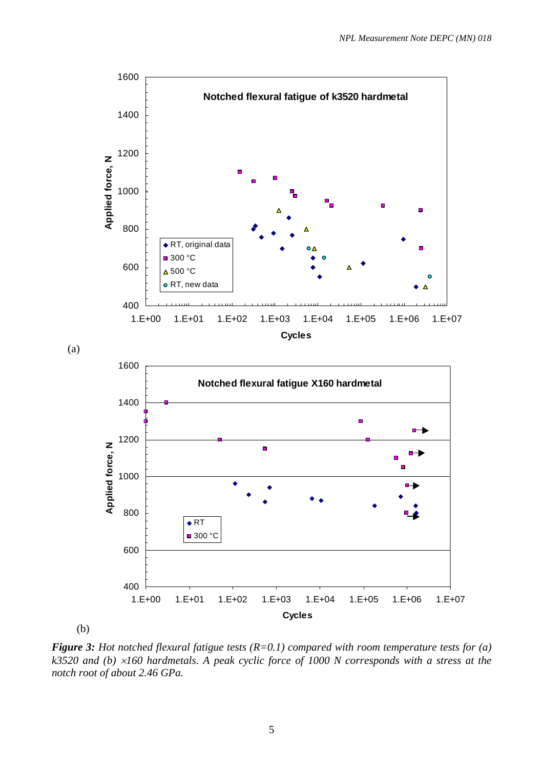(a)

(b)

***Figure 3:*** *Hot notched flexural fatigue tests (R=0.1) compared with room temperature tests for (a) k3520 and (b) ×160 hardmetals. A peak cyclic force of 1000 N corresponds with a stress at the notch root of about 2.46 GPa.*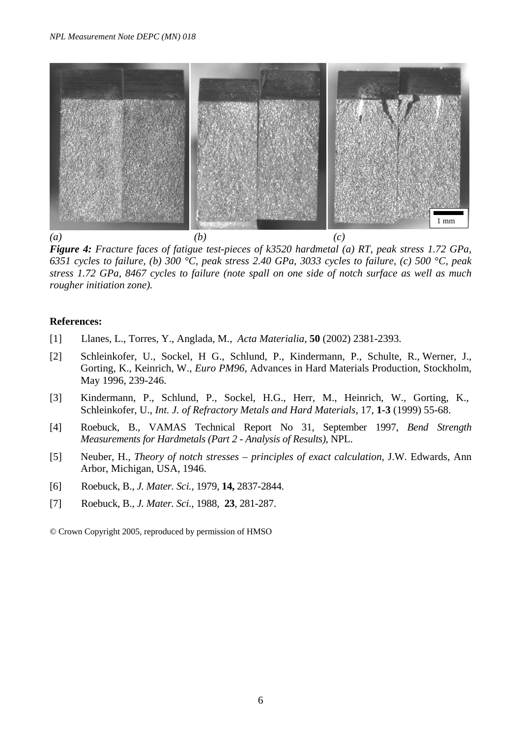(a) (b) (c)

1 mm

***Figure 4:*** *Fracture faces of fatigue test-pieces of k3520 hardmetal (a) RT, peak stress 1.72 GPa, 6351 cycles to failure, (b) 300 °C, peak stress 2.40 GPa, 3033 cycles to failure, (c) 500 °C, peak stress 1.72 GPa, 8467 cycles to failure (note spall on one side of notch surface as well as much rougher initiation zone).*

**References:**

[1] Llanes, L., Torres, Y., Anglada, M., *Acta Materialia*, **50** (2002) 2381-2393.

[2] Schleinkofer, U., Sockel, H G., Schlund, P., Kindermann, P., Schulte, R., Werner, J., Gorting, K., Keinrich, W., *Euro PM96*, Advances in Hard Materials Production, Stockholm, May 1996, 239-246.

[3] Kindermann, P., Schlund, P., Sockel, H.G., Herr, M., Heinrich, W., Gorting, K., Schleinkofer, U., *Int. J. of Refractory Metals and Hard Materials*, 17, **1-3** (1999) 55-68.

[4] Roebuck, B., VAMAS Technical Report No 31, September 1997, *Bend Strength Measurements for Hardmetals (Part 2 - Analysis of Results)*, NPL.

[5] Neuber, H., *Theory of notch stresses – principles of exact calculation,* J.W. Edwards, Ann Arbor, Michigan, USA, 1946.

[6] Roebuck, B., *J. Mater. Sci.,* 1979, **14,** 2837-2844.

[7] Roebuck, B., *J. Mater. Sci.,* 1988, **23**, 281-287.

© Crown Copyright 2005, reproduced by permission of HMSO